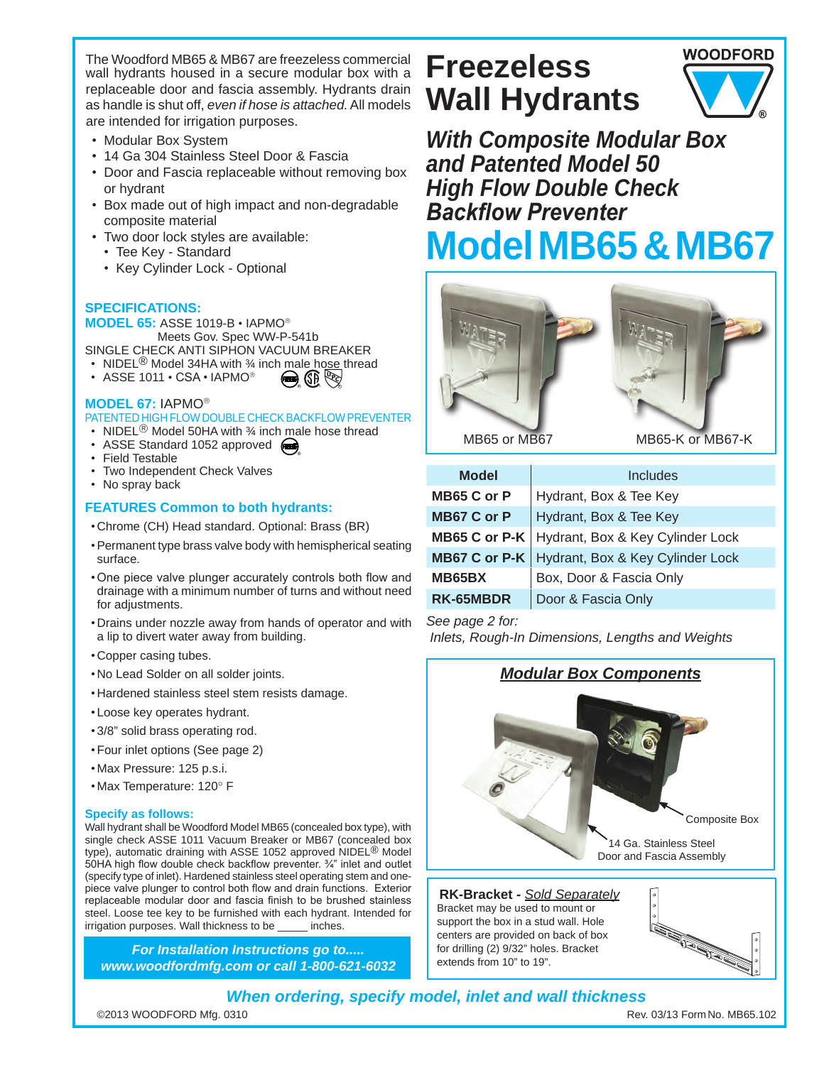# Freezeless Wall Hydrants

WOODFORD

## *With Composite Modular Box and Patented Model 50 High Flow Double Check Backflow Preventer*

# Model MB65 & MB67

The Woodford MB65 & MB67 are freezeless commercial wall hydrants housed in a secure modular box with a replaceable door and fascia assembly. Hydrants drain as handle is shut off, *even if hose is attached.* All models are intended for irrigation purposes.

- Modular Box System
- 14 Ga 304 Stainless Steel Door & Fascia
- Door and Fascia replaceable without removing box or hydrant
- Box made out of high impact and non-degradable composite material
- Two door lock styles are available:
  - Tee Key - Standard
  - Key Cylinder Lock - Optional

### SPECIFICATIONS:

**MODEL 65:** ASSE 1019-B • IAPMO®
Meets Gov. Spec WW-P-541b
SINGLE CHECK ANTI SIPHON VACUUM BREAKER

- NIDEL® Model 34HA with ¾ inch male hose thread
- ASSE 1011 • CSA • IAPMO®

**MODEL 67:** IAPMO®
PATENTED HIGH FLOW DOUBLE CHECK BACKFLOW PREVENTER

- NIDEL® Model 50HA with ¾ inch male hose thread
- ASSE Standard 1052 approved
- Field Testable
- Two Independent Check Valves
- No spray back

### FEATURES Common to both hydrants:

- Chrome (CH) Head standard. Optional: Brass (BR)
- Permanent type brass valve body with hemispherical seating surface.
- One piece valve plunger accurately controls both flow and drainage with a minimum number of turns and without need for adjustments.
- Drains under nozzle away from hands of operator and with a lip to divert water away from building.
- Copper casing tubes.
- No Lead Solder on all solder joints.
- Hardened stainless steel stem resists damage.
- Loose key operates hydrant.
- 3/8" solid brass operating rod.
- Four inlet options (See page 2)
- Max Pressure: 125 p.s.i.
- Max Temperature: 120° F

### Specify as follows:

Wall hydrant shall be Woodford Model MB65 (concealed box type), with single check ASSE 1011 Vacuum Breaker or MB67 (concealed box type), automatic draining with ASSE 1052 approved NIDEL® Model 50HA high flow double check backflow preventer. ¾" inlet and outlet (specify type of inlet). Hardened stainless steel operating stem and one-piece valve plunger to control both flow and drain functions. Exterior replaceable modular door and fascia finish to be brushed stainless steel. Loose tee key to be furnished with each hydrant. Intended for irrigation purposes. Wall thickness to be _____ inches.

***For Installation Instructions go to..... www.woodfordmfg.com or call 1-800-621-6032***

MB65 or MB67 MB65-K or MB67-K

| Model | Includes |
|---|---|
| **MB65 C or P** | Hydrant, Box & Tee Key |
| **MB67 C or P** | Hydrant, Box & Tee Key |
| **MB65 C or P-K** | Hydrant, Box & Key Cylinder Lock |
| **MB67 C or P-K** | Hydrant, Box & Key Cylinder Lock |
| **MB65BX** | Box, Door & Fascia Only |
| **RK-65MBDR** | Door & Fascia Only |

*See page 2 for:*
*Inlets, Rough-In Dimensions, Lengths and Weights*

### *Modular Box Components*

Composite Box

14 Ga. Stainless Steel Door and Fascia Assembly

**RK-Bracket -** *Sold Separately*
Bracket may be used to mount or support the box in a stud wall. Hole centers are provided on back of box for drilling (2) 9/32" holes. Bracket extends from 10" to 19".

***When ordering, specify model, inlet and wall thickness***

©2013 WOODFORD Mfg. 0310 Rev. 03/13 Form No. MB65.102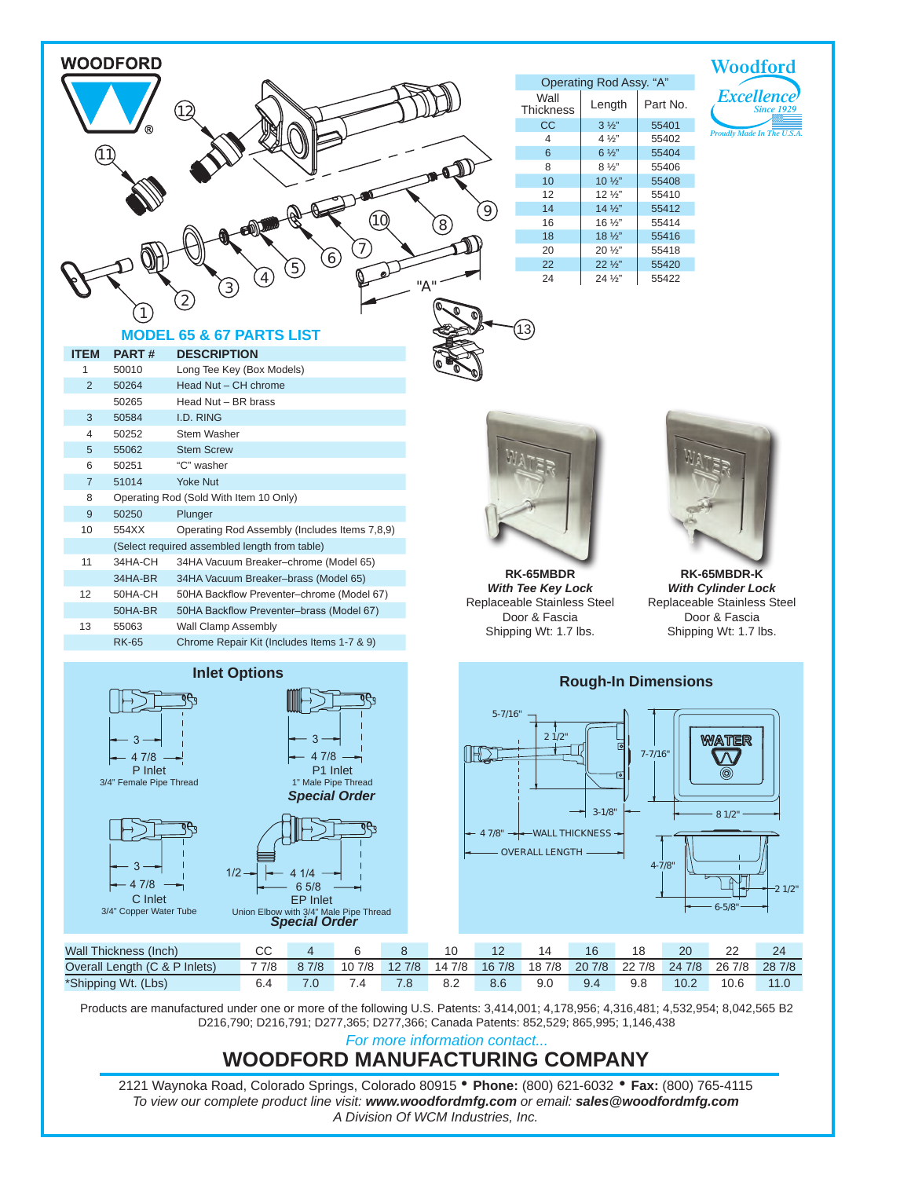WOODFORD

Woodford Excellence Since 1929 Proudly Made In The U.S.A.

| Operating Rod Assy. "A" | | |
|---|---|---|
| Wall Thickness | Length | Part No. |
| CC | 3 ½" | 55401 |
| 4 | 4 ½" | 55402 |
| 6 | 6 ½" | 55404 |
| 8 | 8 ½" | 55406 |
| 10 | 10 ½" | 55408 |
| 12 | 12 ½" | 55410 |
| 14 | 14 ½" | 55412 |
| 16 | 16 ½" | 55414 |
| 18 | 18 ½" | 55416 |
| 20 | 20 ½" | 55418 |
| 22 | 22 ½" | 55420 |
| 24 | 24 ½" | 55422 |

## MODEL 65 & 67 PARTS LIST

| ITEM | PART # | DESCRIPTION |
|---|---|---|
| 1 | 50010 | Long Tee Key (Box Models) |
| 2 | 50264 | Head Nut – CH chrome |
| | 50265 | Head Nut – BR brass |
| 3 | 50584 | I.D. RING |
| 4 | 50252 | Stem Washer |
| 5 | 55062 | Stem Screw |
| 6 | 50251 | "C" washer |
| 7 | 51014 | Yoke Nut |
| 8 | Operating Rod (Sold With Item 10 Only) | |
| 9 | 50250 | Plunger |
| 10 | 554XX | Operating Rod Assembly (Includes Items 7,8,9) |
| | (Select required assembled length from table) | |
| 11 | 34HA-CH | 34HA Vacuum Breaker–chrome (Model 65) |
| | 34HA-BR | 34HA Vacuum Breaker–brass (Model 65) |
| 12 | 50HA-CH | 50HA Backflow Preventer–chrome (Model 67) |
| | 50HA-BR | 50HA Backflow Preventer–brass (Model 67) |
| 13 | 55063 | Wall Clamp Assembly |
| | RK-65 | Chrome Repair Kit (Includes Items 1-7 & 9) |

**RK-65MBDR**
***With Tee Key Lock***
Replaceable Stainless Steel Door & Fascia
Shipping Wt: 1.7 lbs.

**RK-65MBDR-K**
***With Cylinder Lock***
Replaceable Stainless Steel Door & Fascia
Shipping Wt: 1.7 lbs.

### Inlet Options

3
4 7/8
P Inlet
3/4" Female Pipe Thread

3
4 7/8
P1 Inlet
1" Male Pipe Thread
***Special Order***

3
4 7/8
C Inlet
3/4" Copper Water Tube

1/2
4 1/4
6 5/8
EP Inlet
Union Elbow with 3/4" Male Pipe Thread
***Special Order***

### Rough-In Dimensions

5-7/16"
2 1/2"
7-7/16"
3-1/8"
8 1/2"
4 7/8"
WALL THICKNESS
OVERALL LENGTH
4-7/8"
2 1/2"
6-5/8"

| Wall Thickness (Inch) | CC | 4 | 6 | 8 | 10 | 12 | 14 | 16 | 18 | 20 | 22 | 24 |
|---|---|---|---|---|---|---|---|---|---|---|---|---|
| Overall Length (C & P Inlets) | 7 7/8 | 8 7/8 | 10 7/8 | 12 7/8 | 14 7/8 | 16 7/8 | 18 7/8 | 20 7/8 | 22 7/8 | 24 7/8 | 26 7/8 | 28 7/8 |
| *Shipping Wt. (Lbs) | 6.4 | 7.0 | 7.4 | 7.8 | 8.2 | 8.6 | 9.0 | 9.4 | 9.8 | 10.2 | 10.6 | 11.0 |

Products are manufactured under one or more of the following U.S. Patents: 3,414,001; 4,178,956; 4,316,481; 4,532,954; 8,042,565 B2 D216,790; D216,791; D277,365; D277,366; Canada Patents: 852,529; 865,995; 1,146,438

*For more information contact...*

## WOODFORD MANUFACTURING COMPANY

2121 Waynoka Road, Colorado Springs, Colorado 80915 • **Phone:** (800) 621-6032 • **Fax:** (800) 765-4115
*To view our complete product line visit:* ***www.woodfordmfg.com*** *or email:* ***sales@woodfordmfg.com***
*A Division Of WCM Industries, Inc.*